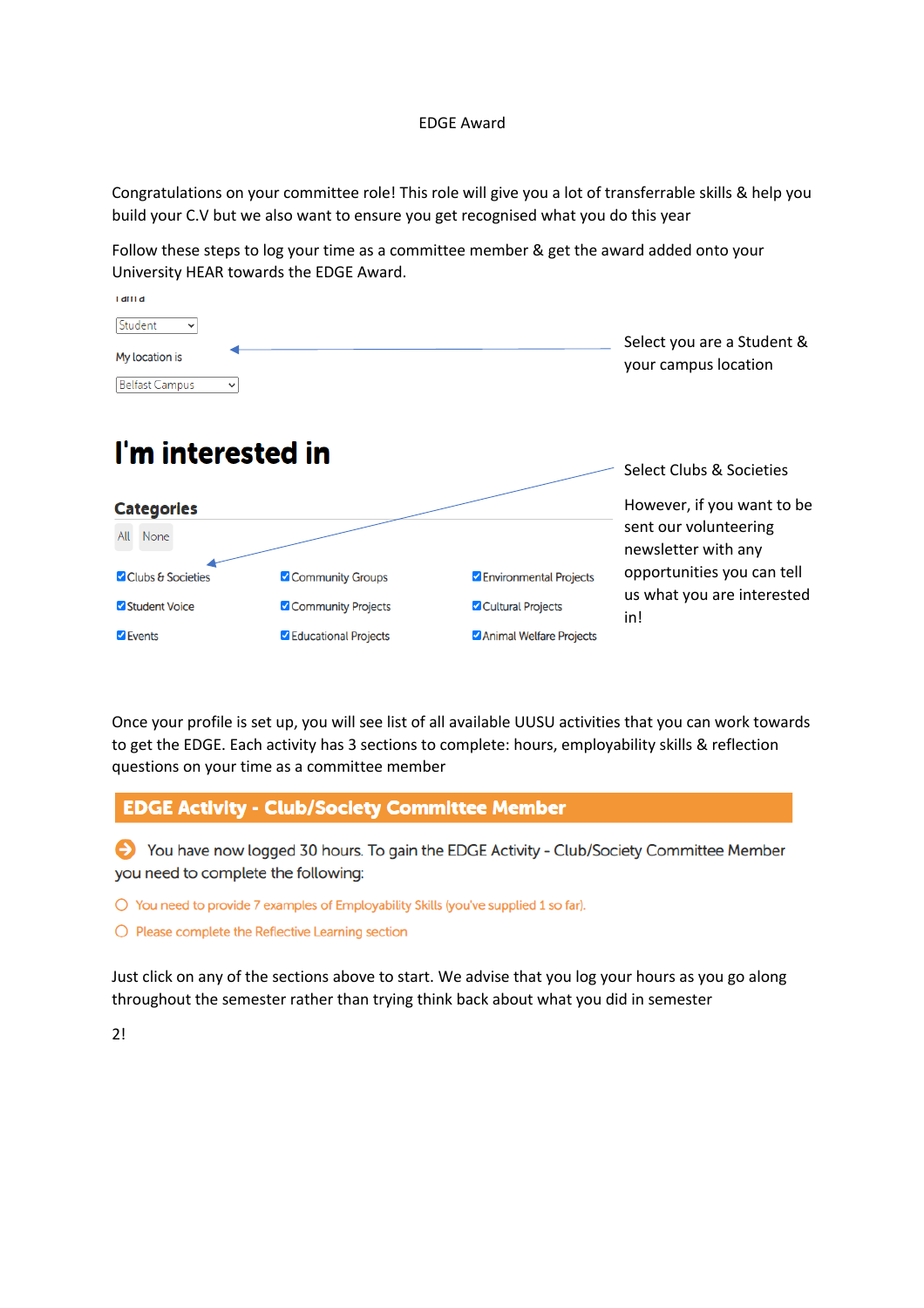EDGE Award

Congratulations on your committee role! This role will give you a lot of transferrable skills & help you build your C.V but we also want to ensure you get recognised what you do this year

Follow these steps to log your time as a committee member & get the award added onto your University HEAR towards the EDGE Award.

I am a

Student

My location is

Belfast Campus

Select you are a Student & your campus location

# I'm interested in

## Categories

All None

- ☑ Clubs & Societies
- ☑ Community Groups
- ☑ Environmental Projects
- ☑ Student Voice
- ☑ Community Projects
- ☑ Cultural Projects
- ☑ Events
- ☑ Educational Projects
- ☑ Animal Welfare Projects

Select Clubs & Societies

However, if you want to be sent our volunteering newsletter with any opportunities you can tell us what you are interested in!

Once your profile is set up, you will see list of all available UUSU activities that you can work towards to get the EDGE. Each activity has 3 sections to complete: hours, employability skills & reflection questions on your time as a committee member

**EDGE Activity - Club/Society Committee Member**

You have now logged 30 hours. To gain the EDGE Activity - Club/Society Committee Member you need to complete the following:

- You need to provide 7 examples of Employability Skills (you've supplied 1 so far).
- Please complete the Reflective Learning section

Just click on any of the sections above to start. We advise that you log your hours as you go along throughout the semester rather than trying think back about what you did in semester

2!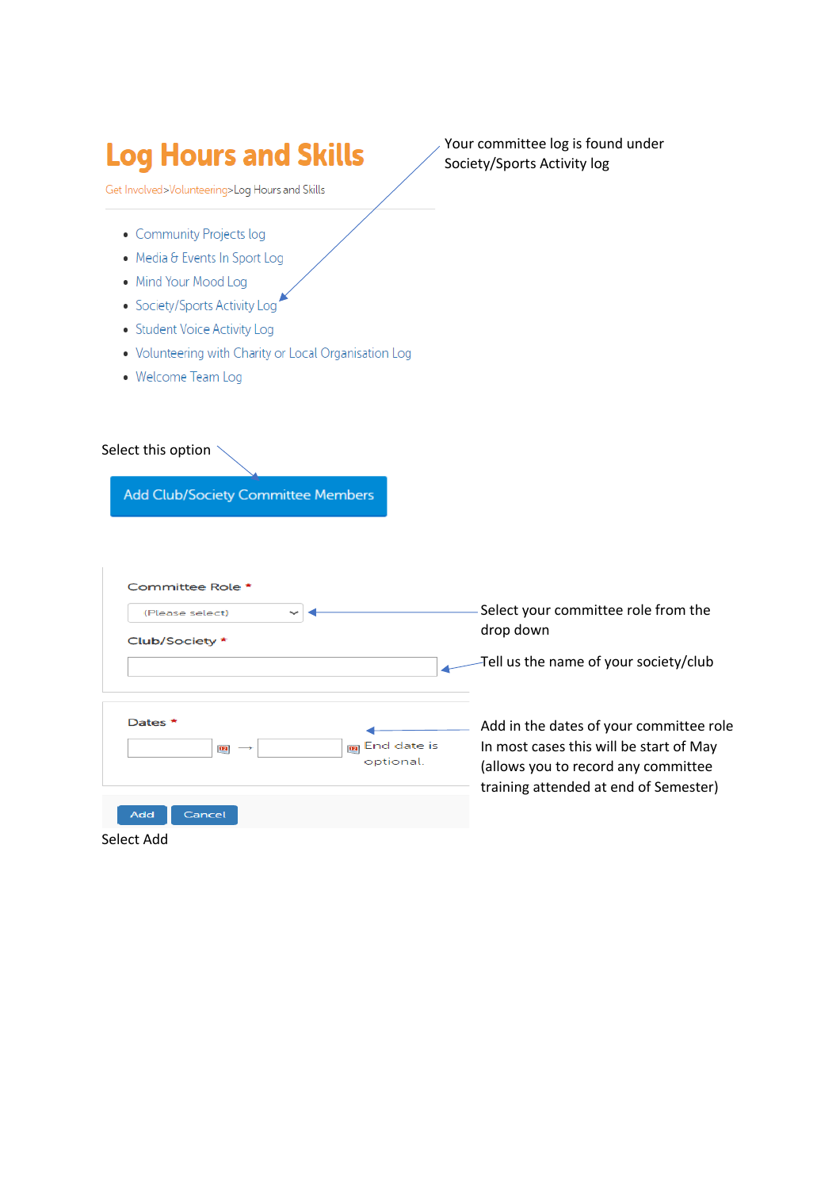# Log Hours and Skills

Get Involved>Volunteering>Log Hours and Skills

- Community Projects log
- Media & Events In Sport Log
- Mind Your Mood Log
- Society/Sports Activity Log
- Student Voice Activity Log
- Volunteering with Charity or Local Organisation Log
- Welcome Team Log

Your committee log is found under Society/Sports Activity log

Select this option

Add Club/Society Committee Members

Committee Role *

(Please select)

Select your committee role from the drop down

Club/Society *

Tell us the name of your society/club

Dates *

End date is optional.

Add in the dates of your committee role
In most cases this will be start of May (allows you to record any committee training attended at end of Semester)

Add Cancel

Select Add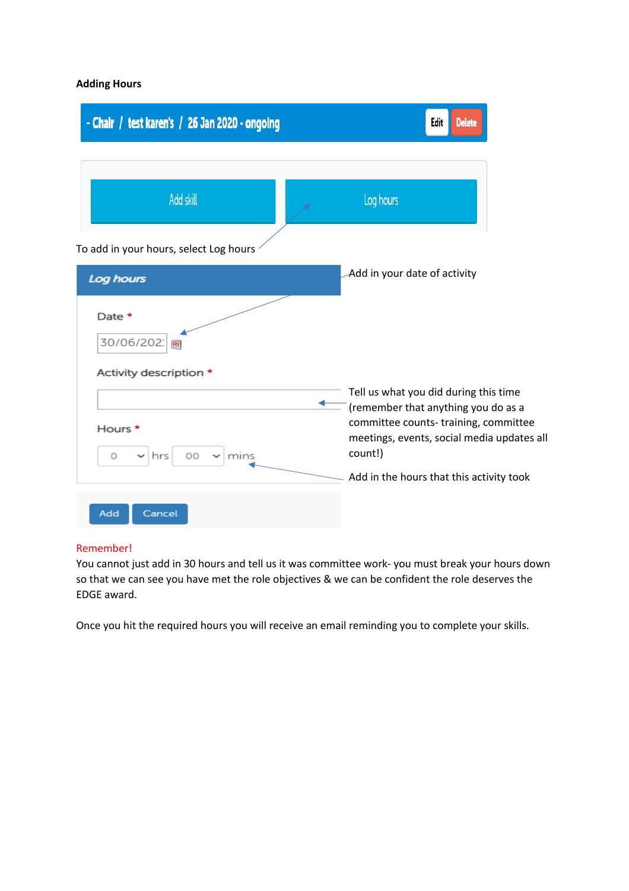**Adding Hours**

- Chair / test karen's / 26 Jan 2020 - ongoing Edit Delete

Add skill Log hours

To add in your hours, select Log hours

*Log hours*

Date *

30/06/202

Add in your date of activity

Activity description *

Tell us what you did during this time (remember that anything you do as a committee counts- training, committee meetings, events, social media updates all count!)

Hours *

0 hrs 00 mins

Add in the hours that this activity took

Add Cancel

Remember!

You cannot just add in 30 hours and tell us it was committee work- you must break your hours down so that we can see you have met the role objectives & we can be confident the role deserves the EDGE award.

Once you hit the required hours you will receive an email reminding you to complete your skills.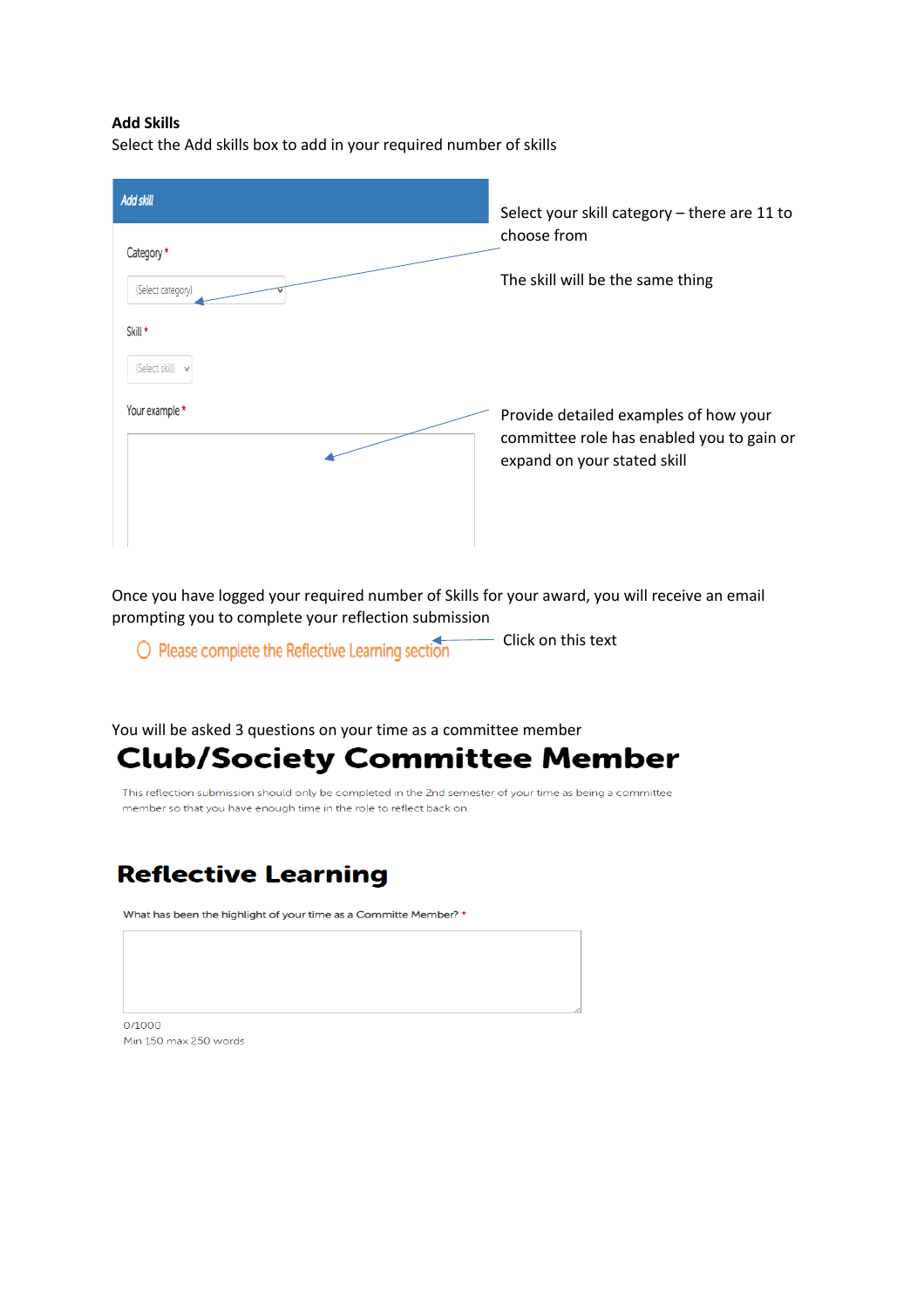**Add Skills**
Select the Add skills box to add in your required number of skills

Add skill

Category *

(Select category)

Skill *

(Select skill)

Your example *

Select your skill category – there are 11 to choose from

The skill will be the same thing

Provide detailed examples of how your committee role has enabled you to gain or expand on your stated skill

Once you have logged your required number of Skills for your award, you will receive an email prompting you to complete your reflection submission

Please complete the Reflective Learning section

Click on this text

You will be asked 3 questions on your time as a committee member

# Club/Society Committee Member

This reflection submission should only be completed in the 2nd semester of your time as being a committee member so that you have enough time in the role to reflect back on.

## Reflective Learning

What has been the highlight of your time as a Committe Member? *

0/1000
Min 150 max 250 words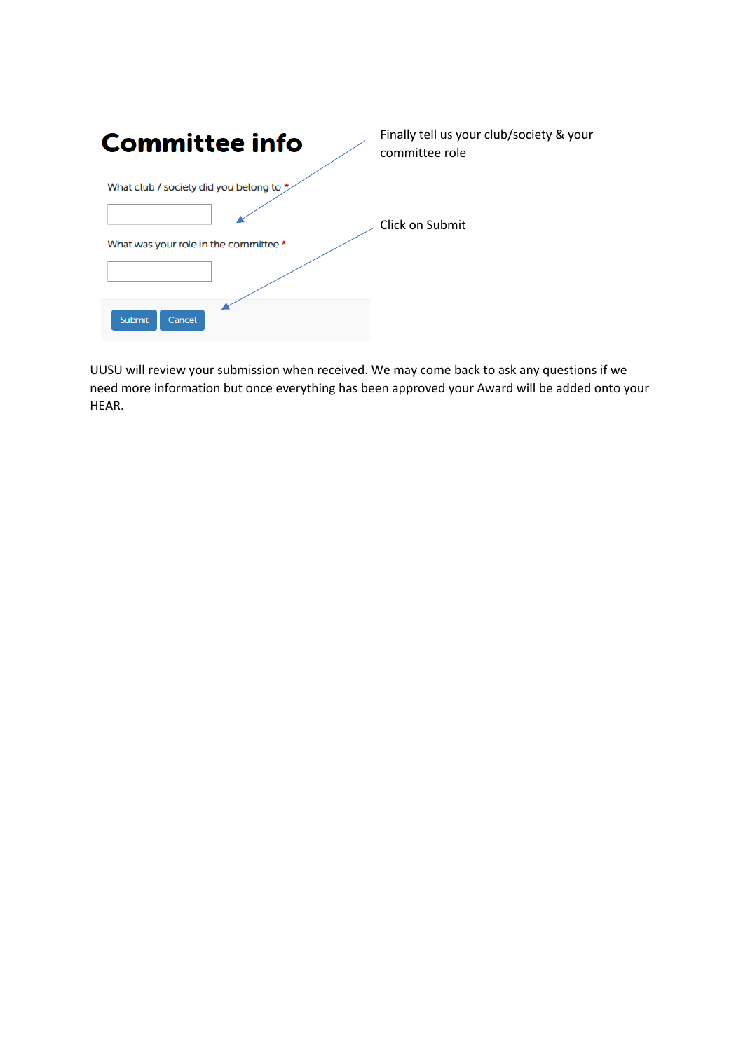# Committee info

Finally tell us your club/society & your committee role

What club / society did you belong to *

What was your role in the committee *

Click on Submit

Submit Cancel

UUSU will review your submission when received. We may come back to ask any questions if we need more information but once everything has been approved your Award will be added onto your HEAR.